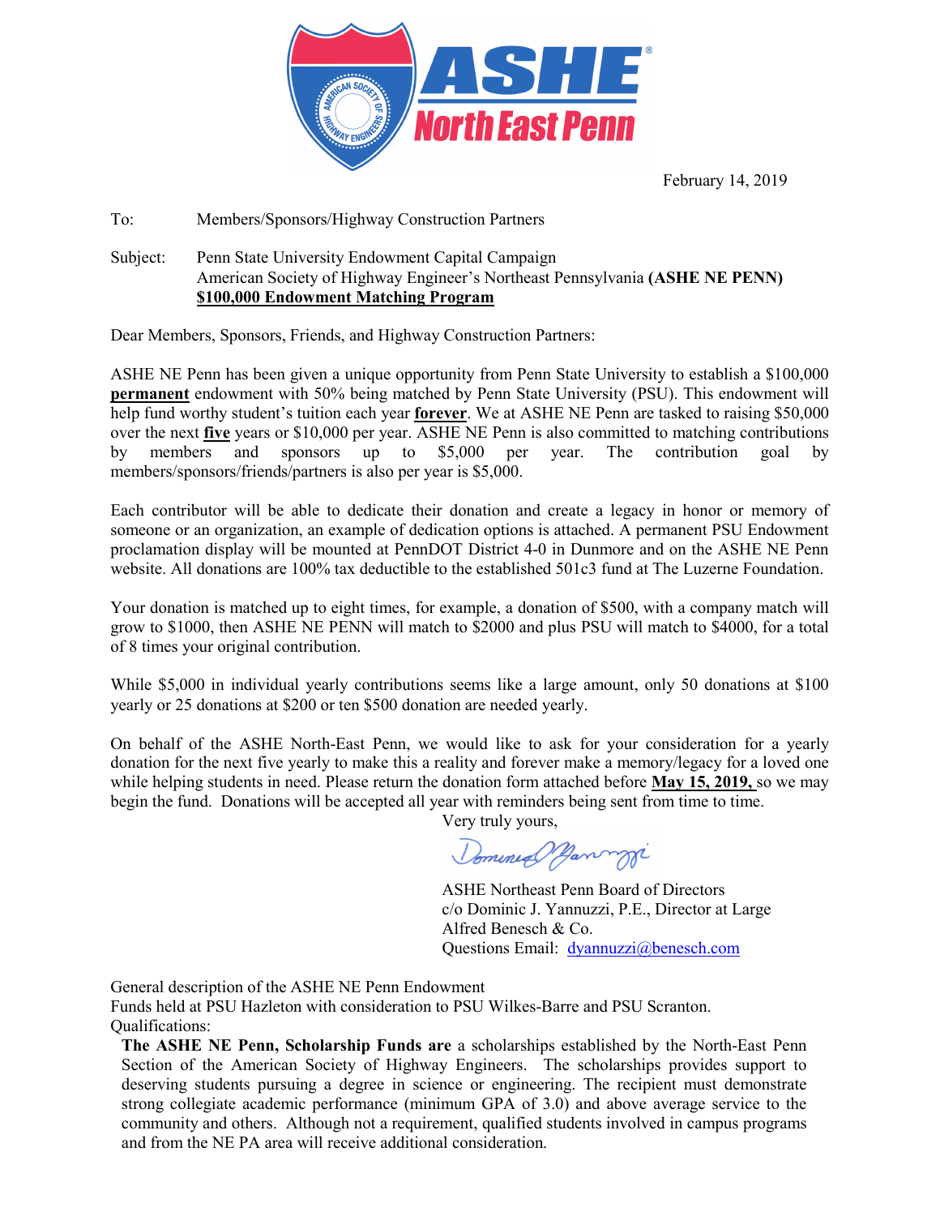**ASHE North East Penn**

February 14, 2019

To: Members/Sponsors/Highway Construction Partners

Subject: Penn State University Endowment Capital Campaign
American Society of Highway Engineer's Northeast Pennsylvania **(ASHE NE PENN)**
**$100,000 Endowment Matching Program**

Dear Members, Sponsors, Friends, and Highway Construction Partners:

ASHE NE Penn has been given a unique opportunity from Penn State University to establish a $100,000 **permanent** endowment with 50% being matched by Penn State University (PSU). This endowment will help fund worthy student's tuition each year **forever**. We at ASHE NE Penn are tasked to raising $50,000 over the next **five** years or $10,000 per year. ASHE NE Penn is also committed to matching contributions by members and sponsors up to $5,000 per year. The contribution goal by members/sponsors/friends/partners is also per year is $5,000.

Each contributor will be able to dedicate their donation and create a legacy in honor or memory of someone or an organization, an example of dedication options is attached. A permanent PSU Endowment proclamation display will be mounted at PennDOT District 4-0 in Dunmore and on the ASHE NE Penn website. All donations are 100% tax deductible to the established 501c3 fund at The Luzerne Foundation.

Your donation is matched up to eight times, for example, a donation of $500, with a company match will grow to $1000, then ASHE NE PENN will match to $2000 and plus PSU will match to $4000, for a total of 8 times your original contribution.

While $5,000 in individual yearly contributions seems like a large amount, only 50 donations at $100 yearly or 25 donations at $200 or ten $500 donation are needed yearly.

On behalf of the ASHE North-East Penn, we would like to ask for your consideration for a yearly donation for the next five yearly to make this a reality and forever make a memory/legacy for a loved one while helping students in need. Please return the donation form attached before **May 15, 2019,** so we may begin the fund. Donations will be accepted all year with reminders being sent from time to time.

Very truly yours,

ASHE Northeast Penn Board of Directors
c/o Dominic J. Yannuzzi, P.E., Director at Large
Alfred Benesch & Co.
Questions Email: dyannuzzi@benesch.com

General description of the ASHE NE Penn Endowment
Funds held at PSU Hazleton with consideration to PSU Wilkes-Barre and PSU Scranton.
Qualifications:

**The ASHE NE Penn, Scholarship Funds are** a scholarships established by the North-East Penn Section of the American Society of Highway Engineers. The scholarships provides support to deserving students pursuing a degree in science or engineering. The recipient must demonstrate strong collegiate academic performance (minimum GPA of 3.0) and above average service to the community and others. Although not a requirement, qualified students involved in campus programs and from the NE PA area will receive additional consideration.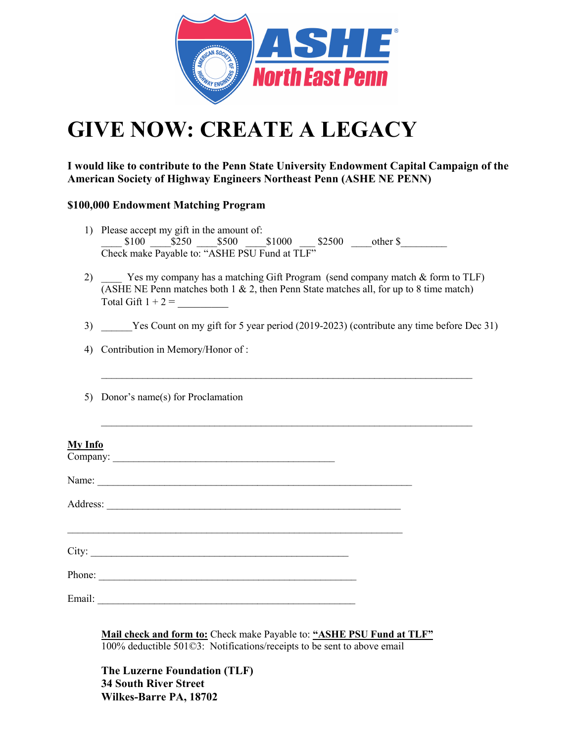# GIVE NOW: CREATE A LEGACY

**I would like to contribute to the Penn State University Endowment Capital Campaign of the American Society of Highway Engineers Northeast Penn (ASHE NE PENN)**

**$100,000 Endowment Matching Program**

1) Please accept my gift in the amount of:
   ____ $100 ____$250 ____$500 ____$1000 ___ $2500 ____other $_________
   Check make Payable to: "ASHE PSU Fund at TLF"

2) ____ Yes my company has a matching Gift Program (send company match & form to TLF)
   (ASHE NE Penn matches both 1 & 2, then Penn State matches all, for up to 8 time match)
   Total Gift 1 + 2 = __________

3) ______Yes Count on my gift for 5 year period (2019-2023) (contribute any time before Dec 31)

4) Contribution in Memory/Honor of :

   ___________________________________________________________________________

5) Donor's name(s) for Proclamation

   ___________________________________________________________________________

**My Info**

Company: _____________________________________________

Name: _________________________________________________________________

Address: ____________________________________________________________

_____________________________________________________________________

City: _____________________________________________________

Phone: _____________________________________________________

Email: _____________________________________________________

**Mail check and form to:** Check make Payable to: **"ASHE PSU Fund at TLF"**
100% deductible 501©3: Notifications/receipts to be sent to above email

**The Luzerne Foundation (TLF)**
**34 South River Street**
**Wilkes-Barre PA, 18702**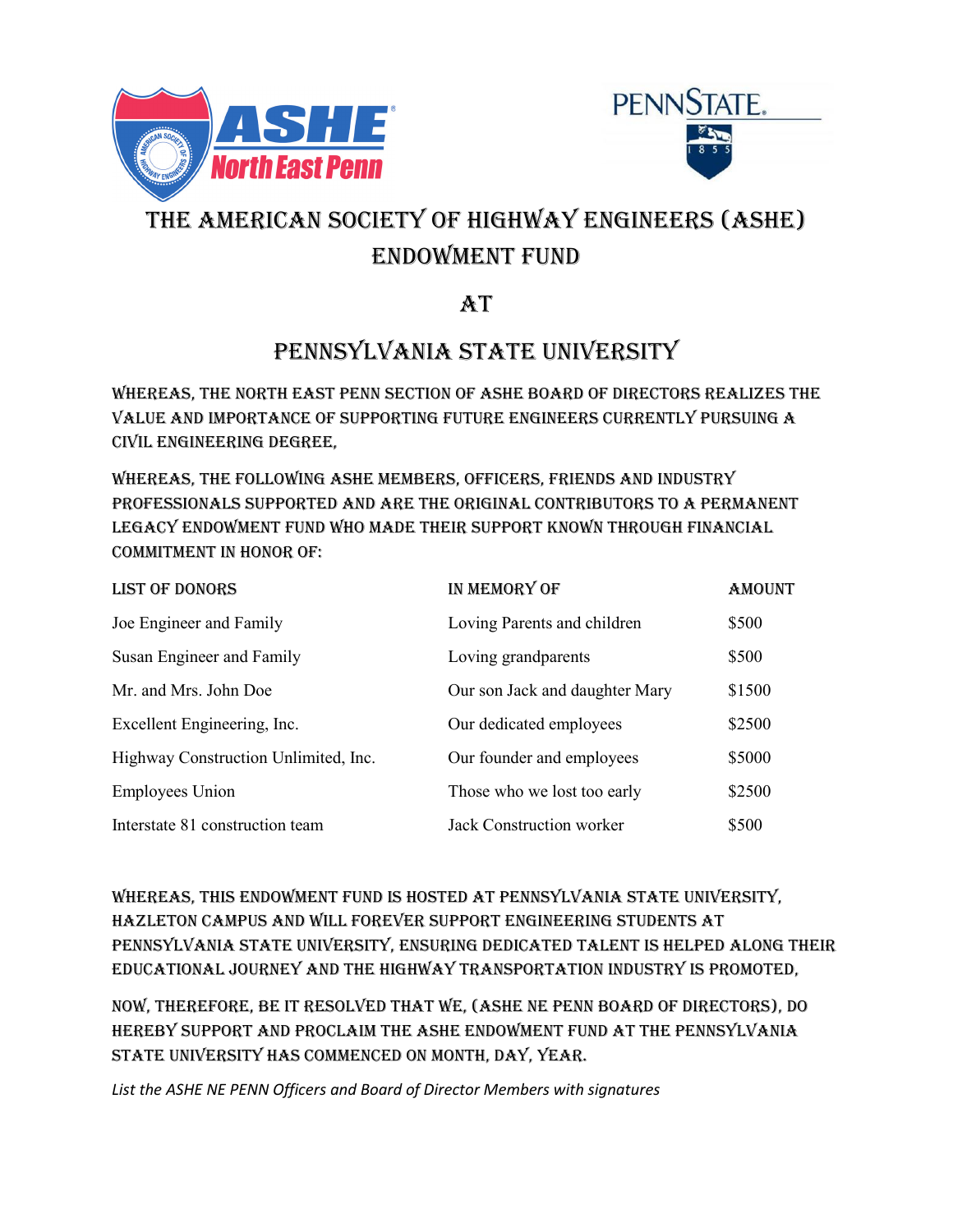# THE AMERICAN SOCIETY OF HIGHWAY ENGINEERS (ASHE) ENDOWMENT FUND

# AT

# PENNSYLVANIA STATE UNIVERSITY

WHEREAS, THE NORTH EAST PENN SECTION OF ASHE BOARD OF DIRECTORS REALIZES THE VALUE AND IMPORTANCE OF SUPPORTING FUTURE ENGINEERS CURRENTLY PURSUING A CIVIL ENGINEERING DEGREE,

WHEREAS, THE FOLLOWING ASHE MEMBERS, OFFICERS, FRIENDS AND INDUSTRY PROFESSIONALS SUPPORTED AND ARE THE ORIGINAL CONTRIBUTORS TO A PERMANENT LEGACY ENDOWMENT FUND WHO MADE THEIR SUPPORT KNOWN THROUGH FINANCIAL COMMITMENT IN HONOR OF:

| LIST OF DONORS | IN MEMORY OF | AMOUNT |
|---|---|---|
| Joe Engineer and Family | Loving Parents and children | $500 |
| Susan Engineer and Family | Loving grandparents | $500 |
| Mr. and Mrs. John Doe | Our son Jack and daughter Mary | $1500 |
| Excellent Engineering, Inc. | Our dedicated employees | $2500 |
| Highway Construction Unlimited, Inc. | Our founder and employees | $5000 |
| Employees Union | Those who we lost too early | $2500 |
| Interstate 81 construction team | Jack Construction worker | $500 |

WHEREAS, THIS ENDOWMENT FUND IS HOSTED AT PENNSYLVANIA STATE UNIVERSITY, HAZLETON CAMPUS AND WILL FOREVER SUPPORT ENGINEERING STUDENTS AT PENNSYLVANIA STATE UNIVERSITY, ENSURING DEDICATED TALENT IS HELPED ALONG THEIR EDUCATIONAL JOURNEY AND THE HIGHWAY TRANSPORTATION INDUSTRY IS PROMOTED,

NOW, THEREFORE, BE IT RESOLVED THAT WE, (ASHE NE PENN BOARD OF DIRECTORS), DO HEREBY SUPPORT AND PROCLAIM THE ASHE ENDOWMENT FUND AT THE PENNSYLVANIA STATE UNIVERSITY HAS COMMENCED ON MONTH, DAY, YEAR.

*List the ASHE NE PENN Officers and Board of Director Members with signatures*